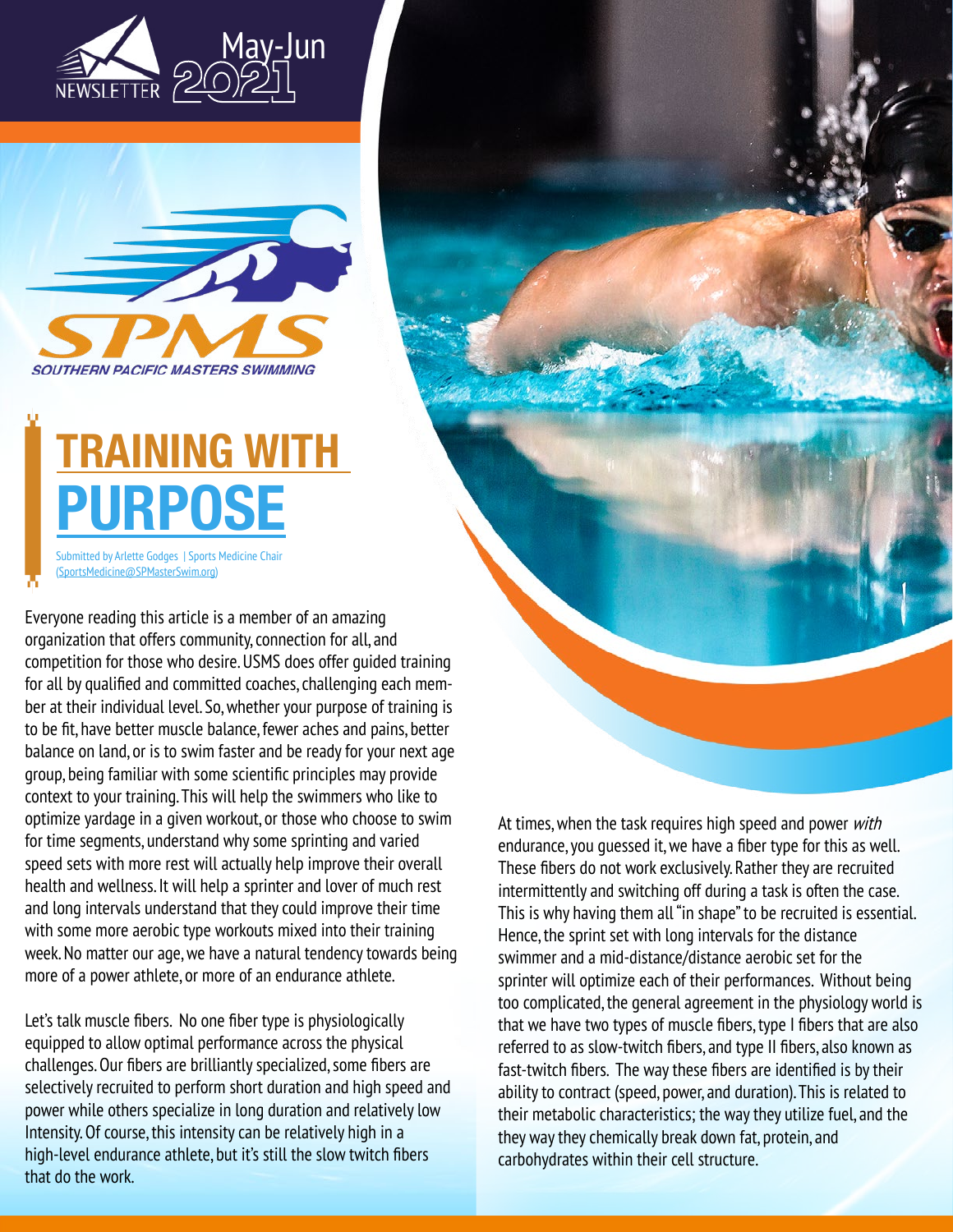NEWSLETTER May-Jun 2021

SPMS

SOUTHERN PACIFIC MASTERS SWIMMING

# TRAINING WITH PURPOSE

Submitted by Arlette Godges | Sports Medicine Chair (SportsMedicine@SPMasterSwim.org)

Everyone reading this article is a member of an amazing organization that offers community, connection for all, and competition for those who desire. USMS does offer guided training for all by qualified and committed coaches, challenging each member at their individual level. So, whether your purpose of training is to be fit, have better muscle balance, fewer aches and pains, better balance on land, or is to swim faster and be ready for your next age group, being familiar with some scientific principles may provide context to your training. This will help the swimmers who like to optimize yardage in a given workout, or those who choose to swim for time segments, understand why some sprinting and varied speed sets with more rest will actually help improve their overall health and wellness. It will help a sprinter and lover of much rest and long intervals understand that they could improve their time with some more aerobic type workouts mixed into their training week. No matter our age, we have a natural tendency towards being more of a power athlete, or more of an endurance athlete.

Let's talk muscle fibers. No one fiber type is physiologically equipped to allow optimal performance across the physical challenges. Our fibers are brilliantly specialized, some fibers are selectively recruited to perform short duration and high speed and power while others specialize in long duration and relatively low Intensity. Of course, this intensity can be relatively high in a high-level endurance athlete, but it's still the slow twitch fibers that do the work.

At times, when the task requires high speed and power *with* endurance, you guessed it, we have a fiber type for this as well. These fibers do not work exclusively. Rather they are recruited intermittently and switching off during a task is often the case. This is why having them all "in shape" to be recruited is essential. Hence, the sprint set with long intervals for the distance swimmer and a mid-distance/distance aerobic set for the sprinter will optimize each of their performances. Without being too complicated, the general agreement in the physiology world is that we have two types of muscle fibers, type I fibers that are also referred to as slow-twitch fibers, and type II fibers, also known as fast-twitch fibers. The way these fibers are identified is by their ability to contract (speed, power, and duration). This is related to their metabolic characteristics; the way they utilize fuel, and the they way they chemically break down fat, protein, and carbohydrates within their cell structure.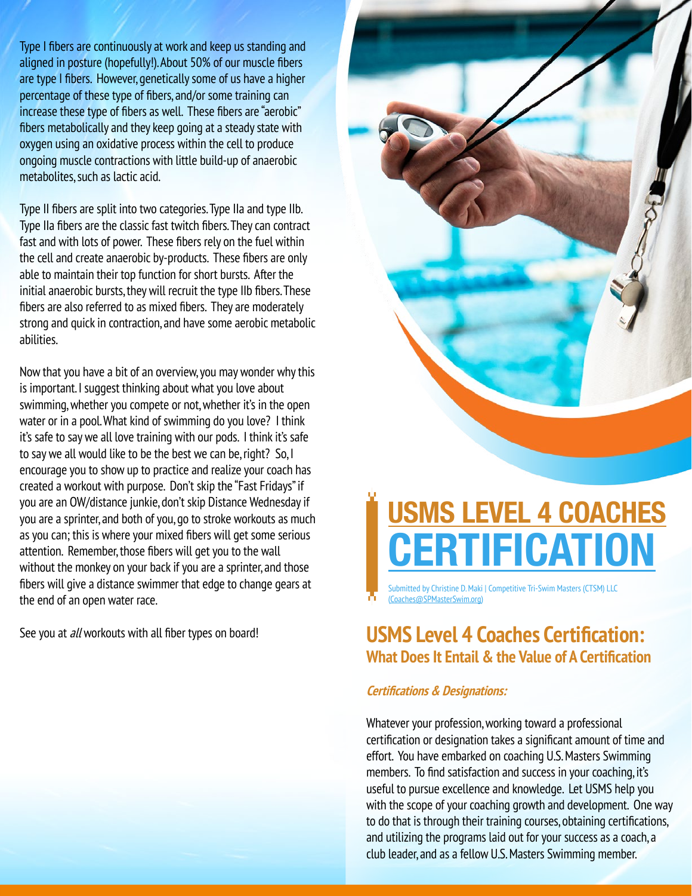Type I fibers are continuously at work and keep us standing and aligned in posture (hopefully!). About 50% of our muscle fibers are type I fibers. However, genetically some of us have a higher percentage of these type of fibers, and/or some training can increase these type of fibers as well. These fibers are "aerobic" fibers metabolically and they keep going at a steady state with oxygen using an oxidative process within the cell to produce ongoing muscle contractions with little build-up of anaerobic metabolites, such as lactic acid.

Type II fibers are split into two categories. Type IIa and type IIb. Type IIa fibers are the classic fast twitch fibers. They can contract fast and with lots of power. These fibers rely on the fuel within the cell and create anaerobic by-products. These fibers are only able to maintain their top function for short bursts. After the initial anaerobic bursts, they will recruit the type IIb fibers. These fibers are also referred to as mixed fibers. They are moderately strong and quick in contraction, and have some aerobic metabolic abilities.

Now that you have a bit of an overview, you may wonder why this is important. I suggest thinking about what you love about swimming, whether you compete or not, whether it's in the open water or in a pool. What kind of swimming do you love? I think it's safe to say we all love training with our pods. I think it's safe to say we all would like to be the best we can be, right? So, I encourage you to show up to practice and realize your coach has created a workout with purpose. Don't skip the "Fast Fridays" if you are an OW/distance junkie, don't skip Distance Wednesday if you are a sprinter, and both of you, go to stroke workouts as much as you can; this is where your mixed fibers will get some serious attention. Remember, those fibers will get you to the wall without the monkey on your back if you are a sprinter, and those fibers will give a distance swimmer that edge to change gears at the end of an open water race.

See you at *all* workouts with all fiber types on board!

# USMS LEVEL 4 COACHES CERTIFICATION

Submitted by Christine D. Maki | Competitive Tri-Swim Masters (CTSM) LLC (Coaches@SPMasterSwim.org)

## USMS Level 4 Coaches Certification: What Does It Entail & the Value of A Certification

### *Certifications & Designations:*

Whatever your profession, working toward a professional certification or designation takes a significant amount of time and effort. You have embarked on coaching U.S. Masters Swimming members. To find satisfaction and success in your coaching, it's useful to pursue excellence and knowledge. Let USMS help you with the scope of your coaching growth and development. One way to do that is through their training courses, obtaining certifications, and utilizing the programs laid out for your success as a coach, a club leader, and as a fellow U.S. Masters Swimming member.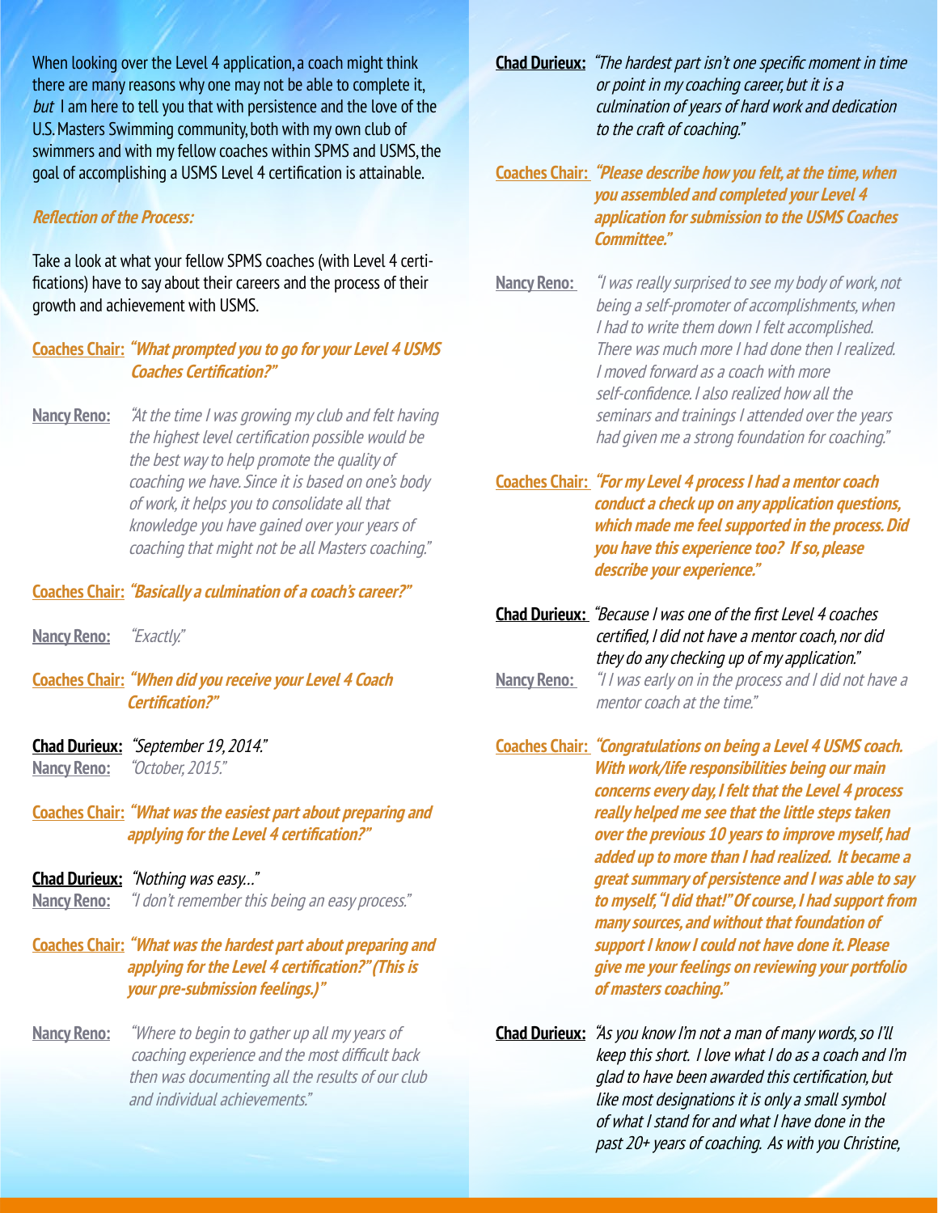When looking over the Level 4 application, a coach might think there are many reasons why one may not be able to complete it, *but* I am here to tell you that with persistence and the love of the U.S. Masters Swimming community, both with my own club of swimmers and with my fellow coaches within SPMS and USMS, the goal of accomplishing a USMS Level 4 certification is attainable.

***Reflection of the Process:***

Take a look at what your fellow SPMS coaches (with Level 4 certifications) have to say about their careers and the process of their growth and achievement with USMS.

**Coaches Chair:** ***"What prompted you to go for your Level 4 USMS Coaches Certification?"***

**Nancy Reno:** *"At the time I was growing my club and felt having the highest level certification possible would be the best way to help promote the quality of coaching we have. Since it is based on one's body of work, it helps you to consolidate all that knowledge you have gained over your years of coaching that might not be all Masters coaching."*

**Coaches Chair:** ***"Basically a culmination of a coach's career?"***

**Nancy Reno:** *"Exactly."*

**Coaches Chair:** ***"When did you receive your Level 4 Coach Certification?"***

**Chad Durieux:** *"September 19, 2014."*
**Nancy Reno:** *"October, 2015."*

**Coaches Chair:** ***"What was the easiest part about preparing and applying for the Level 4 certification?"***

**Chad Durieux:** *"Nothing was easy…"*
**Nancy Reno:** *"I don't remember this being an easy process."*

**Coaches Chair:** ***"What was the hardest part about preparing and applying for the Level 4 certification?" (This is your pre-submission feelings.)"***

**Nancy Reno:** *"Where to begin to gather up all my years of coaching experience and the most difficult back then was documenting all the results of our club and individual achievements."*

**Chad Durieux:** *"The hardest part isn't one specific moment in time or point in my coaching career, but it is a culmination of years of hard work and dedication to the craft of coaching."*

**Coaches Chair:** ***"Please describe how you felt, at the time, when you assembled and completed your Level 4 application for submission to the USMS Coaches Committee."***

**Nancy Reno:** *"I was really surprised to see my body of work, not being a self-promoter of accomplishments, when I had to write them down I felt accomplished. There was much more I had done then I realized. I moved forward as a coach with more self-confidence. I also realized how all the seminars and trainings I attended over the years had given me a strong foundation for coaching."*

**Coaches Chair:** ***"For my Level 4 process I had a mentor coach conduct a check up on any application questions, which made me feel supported in the process. Did you have this experience too? If so, please describe your experience."***

**Chad Durieux:** *"Because I was one of the first Level 4 coaches certified, I did not have a mentor coach, nor did they do any checking up of my application."*
**Nancy Reno:** *"I I was early on in the process and I did not have a mentor coach at the time."*

**Coaches Chair:** ***"Congratulations on being a Level 4 USMS coach. With work/life responsibilities being our main concerns every day, I felt that the Level 4 process really helped me see that the little steps taken over the previous 10 years to improve myself, had added up to more than I had realized. It became a great summary of persistence and I was able to say to myself, "I did that!" Of course, I had support from many sources, and without that foundation of support I know I could not have done it. Please give me your feelings on reviewing your portfolio of masters coaching."***

**Chad Durieux:** *"As you know I'm not a man of many words, so I'll keep this short. I love what I do as a coach and I'm glad to have been awarded this certification, but like most designations it is only a small symbol of what I stand for and what I have done in the past 20+ years of coaching. As with you Christine,*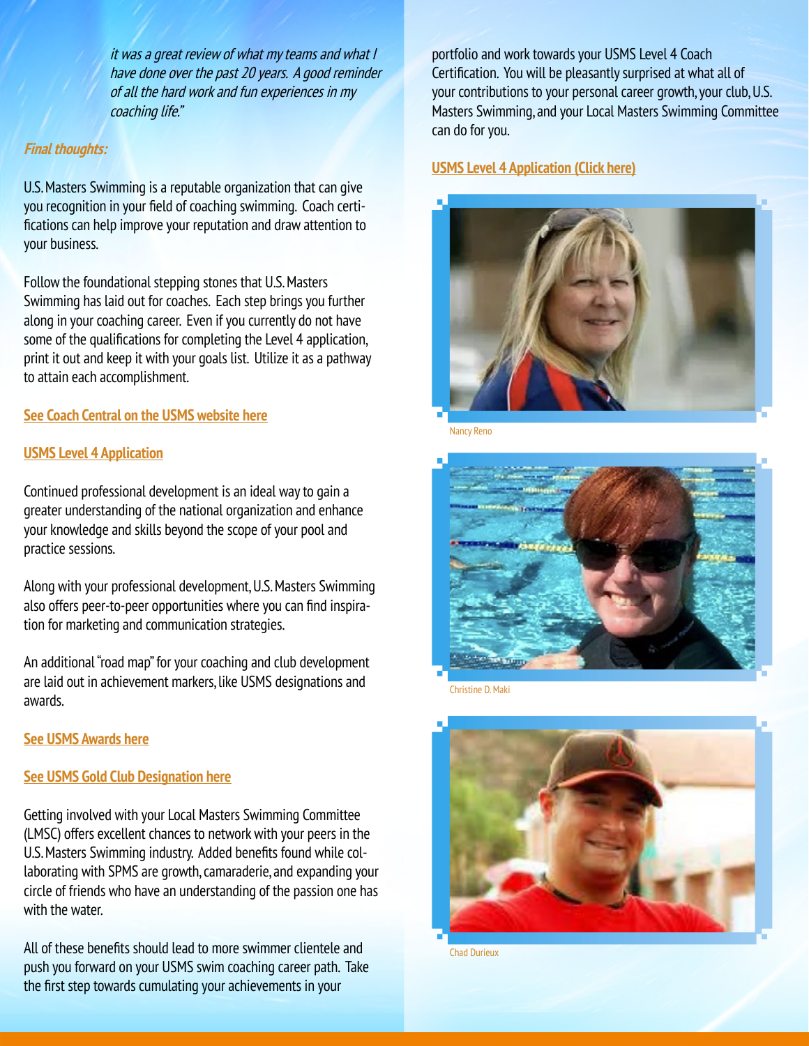*it was a great review of what my teams and what I have done over the past 20 years. A good reminder of all the hard work and fun experiences in my coaching life."*

***Final thoughts:***

U.S. Masters Swimming is a reputable organization that can give you recognition in your field of coaching swimming. Coach certifications can help improve your reputation and draw attention to your business.

Follow the foundational stepping stones that U.S. Masters Swimming has laid out for coaches. Each step brings you further along in your coaching career. Even if you currently do not have some of the qualifications for completing the Level 4 application, print it out and keep it with your goals list. Utilize it as a pathway to attain each accomplishment.

**See Coach Central on the USMS website here**

**USMS Level 4 Application**

Continued professional development is an ideal way to gain a greater understanding of the national organization and enhance your knowledge and skills beyond the scope of your pool and practice sessions.

Along with your professional development, U.S. Masters Swimming also offers peer-to-peer opportunities where you can find inspiration for marketing and communication strategies.

An additional "road map" for your coaching and club development are laid out in achievement markers, like USMS designations and awards.

**See USMS Awards here**

**See USMS Gold Club Designation here**

Getting involved with your Local Masters Swimming Committee (LMSC) offers excellent chances to network with your peers in the U.S. Masters Swimming industry. Added benefits found while collaborating with SPMS are growth, camaraderie, and expanding your circle of friends who have an understanding of the passion one has with the water.

All of these benefits should lead to more swimmer clientele and push you forward on your USMS swim coaching career path. Take the first step towards cumulating your achievements in your portfolio and work towards your USMS Level 4 Coach Certification. You will be pleasantly surprised at what all of your contributions to your personal career growth, your club, U.S. Masters Swimming, and your Local Masters Swimming Committee can do for you.

**USMS Level 4 Application (Click here)**

Nancy Reno

Christine D. Maki

Chad Durieux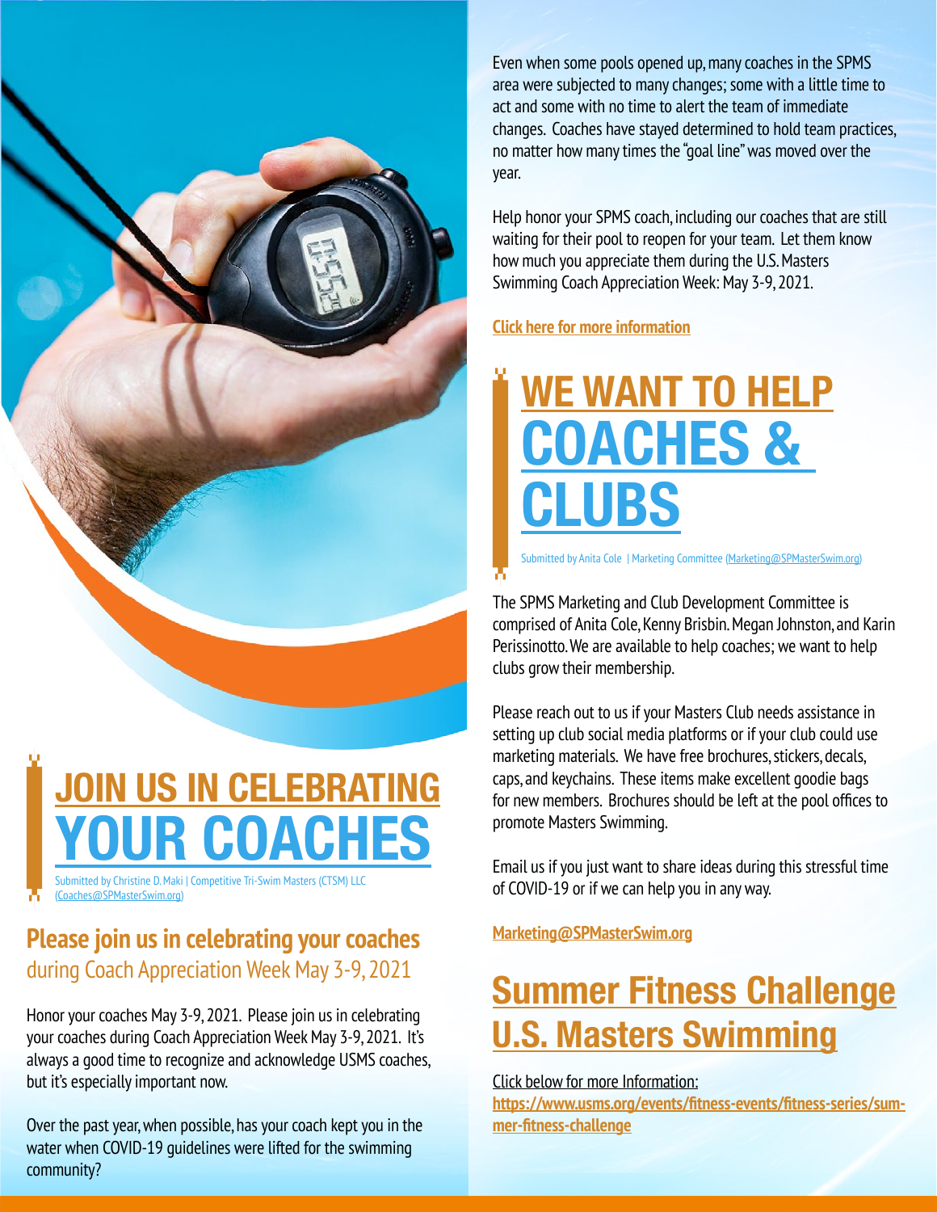## JOIN US IN CELEBRATING YOUR COACHES

Submitted by Christine D. Maki | Competitive Tri-Swim Masters (CTSM) LLC (Coaches@SPMasterSwim.org)

### **Please join us in celebrating your coaches** during Coach Appreciation Week May 3-9, 2021

Honor your coaches May 3-9, 2021. Please join us in celebrating your coaches during Coach Appreciation Week May 3-9, 2021. It's always a good time to recognize and acknowledge USMS coaches, but it's especially important now.

Over the past year, when possible, has your coach kept you in the water when COVID-19 guidelines were lifted for the swimming community?

Even when some pools opened up, many coaches in the SPMS area were subjected to many changes; some with a little time to act and some with no time to alert the team of immediate changes. Coaches have stayed determined to hold team practices, no matter how many times the "goal line" was moved over the year.

Help honor your SPMS coach, including our coaches that are still waiting for their pool to reopen for your team. Let them know how much you appreciate them during the U.S. Masters Swimming Coach Appreciation Week: May 3-9, 2021.

**Click here for more information**

## WE WANT TO HELP COACHES & CLUBS

Submitted by Anita Cole | Marketing Committee (Marketing@SPMasterSwim.org)

The SPMS Marketing and Club Development Committee is comprised of Anita Cole, Kenny Brisbin. Megan Johnston, and Karin Perissinotto. We are available to help coaches; we want to help clubs grow their membership.

Please reach out to us if your Masters Club needs assistance in setting up club social media platforms or if your club could use marketing materials. We have free brochures, stickers, decals, caps, and keychains. These items make excellent goodie bags for new members. Brochures should be left at the pool offices to promote Masters Swimming.

Email us if you just want to share ideas during this stressful time of COVID-19 or if we can help you in any way.

**Marketing@SPMasterSwim.org**

## Summer Fitness Challenge U.S. Masters Swimming

Click below for more Information:
**https://www.usms.org/events/fitness-events/fitness-series/summer-fitness-challenge**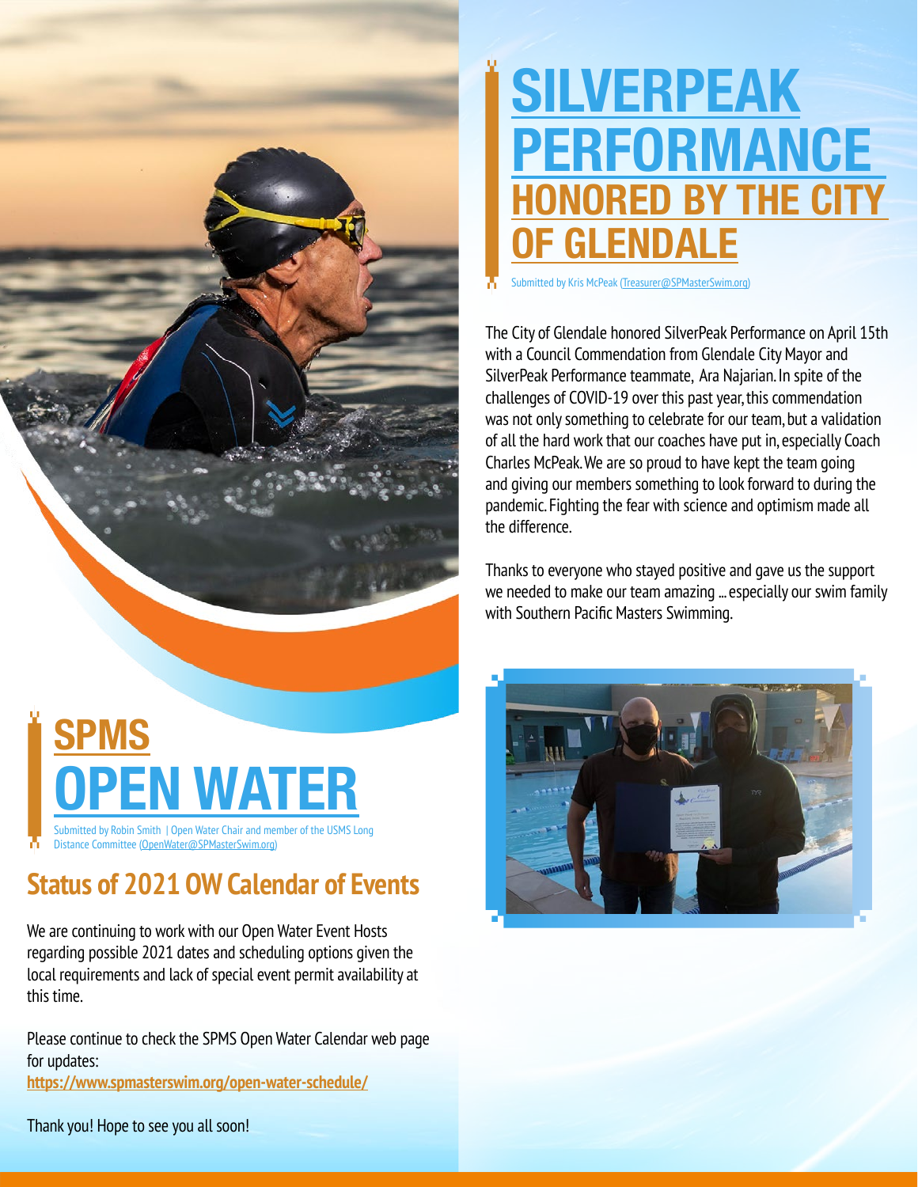# SILVERPEAK PERFORMANCE HONORED BY THE CITY OF GLENDALE

Submitted by Kris McPeak (Treasurer@SPMasterSwim.org)

The City of Glendale honored SilverPeak Performance on April 15th with a Council Commendation from Glendale City Mayor and SilverPeak Performance teammate, Ara Najarian. In spite of the challenges of COVID-19 over this past year, this commendation was not only something to celebrate for our team, but a validation of all the hard work that our coaches have put in, especially Coach Charles McPeak. We are so proud to have kept the team going and giving our members something to look forward to during the pandemic. Fighting the fear with science and optimism made all the difference.

Thanks to everyone who stayed positive and gave us the support we needed to make our team amazing ... especially our swim family with Southern Pacific Masters Swimming.

# SPMS OPEN WATER

Submitted by Robin Smith | Open Water Chair and member of the USMS Long Distance Committee (OpenWater@SPMasterSwim.org)

## Status of 2021 OW Calendar of Events

We are continuing to work with our Open Water Event Hosts regarding possible 2021 dates and scheduling options given the local requirements and lack of special event permit availability at this time.

Please continue to check the SPMS Open Water Calendar web page for updates:
**https://www.spmasterswim.org/open-water-schedule/**

Thank you! Hope to see you all soon!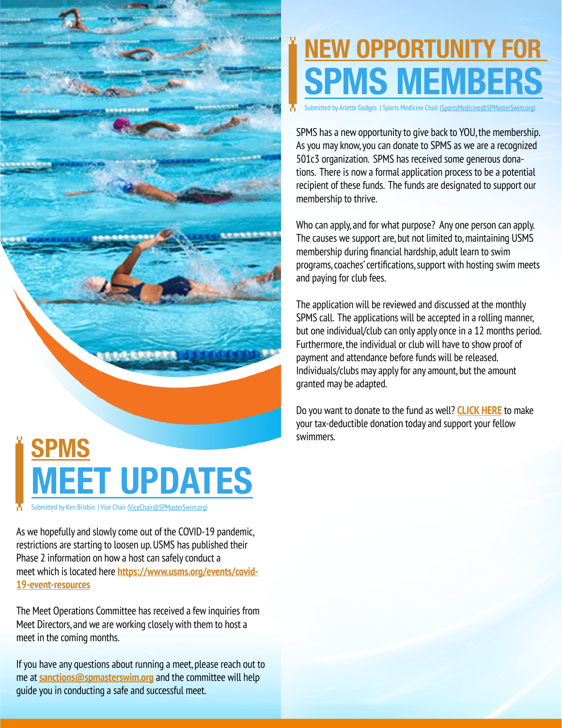# NEW OPPORTUNITY FOR SPMS MEMBERS

Submitted by Arlette Godges | Sports Medicine Chair (SportsMedicine@SPMasterSwim.org)

SPMS has a new opportunity to give back to YOU, the membership. As you may know, you can donate to SPMS as we are a recognized 501c3 organization. SPMS has received some generous donations. There is now a formal application process to be a potential recipient of these funds. The funds are designated to support our membership to thrive.

Who can apply, and for what purpose? Any one person can apply. The causes we support are, but not limited to, maintaining USMS membership during financial hardship, adult learn to swim programs, coaches' certifications, support with hosting swim meets and paying for club fees.

The application will be reviewed and discussed at the monthly SPMS call. The applications will be accepted in a rolling manner, but one individual/club can only apply once in a 12 months period. Furthermore, the individual or club will have to show proof of payment and attendance before funds will be released. Individuals/clubs may apply for any amount, but the amount granted may be adapted.

Do you want to donate to the fund as well? **CLICK HERE** to make your tax-deductible donation today and support your fellow swimmers.

# SPMS MEET UPDATES

Submitted by Ken Brisbin | Vice Chair (ViceChair@SPMasterSwim.org)

As we hopefully and slowly come out of the COVID-19 pandemic, restrictions are starting to loosen up. USMS has published their Phase 2 information on how a host can safely conduct a meet which is located here **https://www.usms.org/events/covid-19-event-resources**

The Meet Operations Committee has received a few inquiries from Meet Directors, and we are working closely with them to host a meet in the coming months.

If you have any questions about running a meet, please reach out to me at **sanctions@spmasterswim.org** and the committee will help guide you in conducting a safe and successful meet.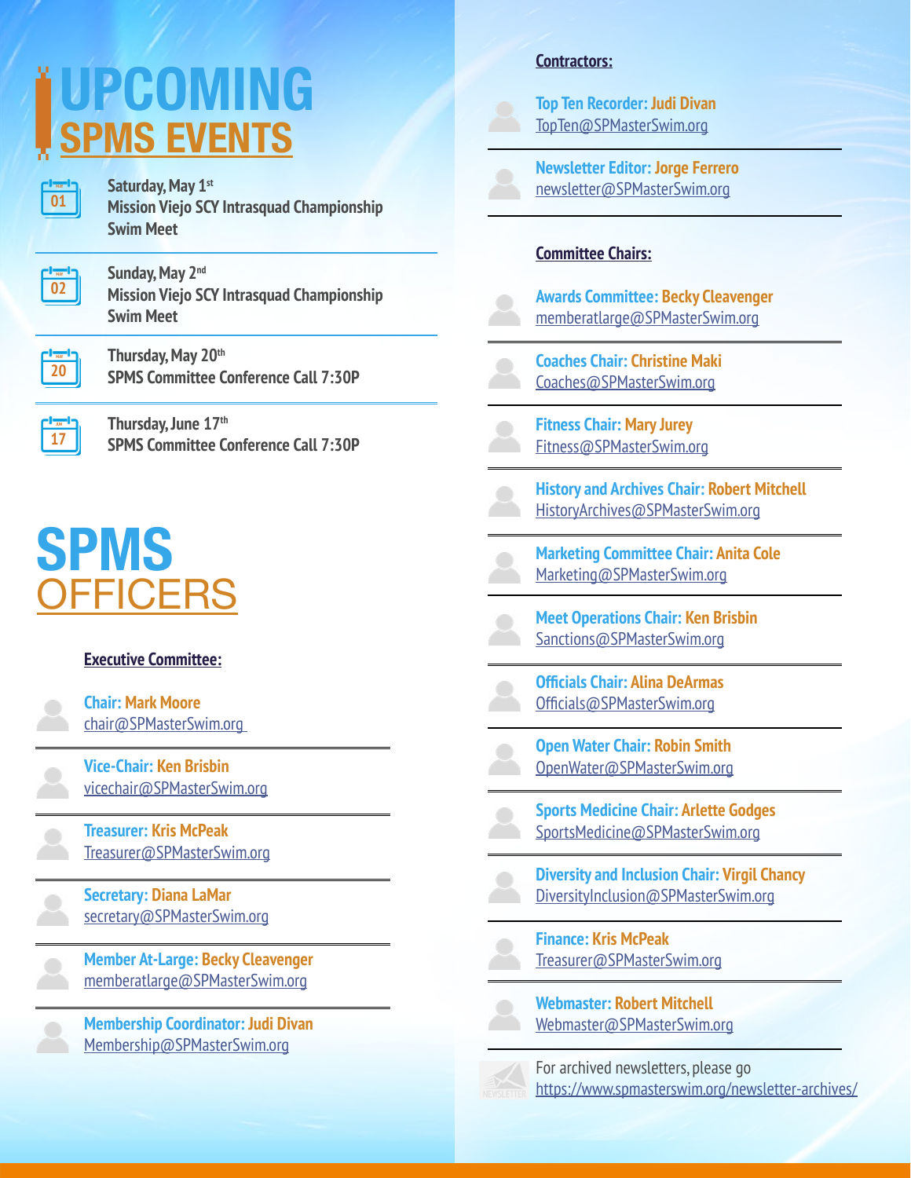# UPCOMING SPMS EVENTS

**Saturday, May 1st**
**Mission Viejo SCY Intrasquad Championship Swim Meet**

**Sunday, May 2nd**
**Mission Viejo SCY Intrasquad Championship Swim Meet**

**Thursday, May 20th**
**SPMS Committee Conference Call 7:30P**

**Thursday, June 17th**
**SPMS Committee Conference Call 7:30P**

# SPMS OFFICERS

## Executive Committee:

**Chair: Mark Moore**
chair@SPMasterSwim.org

**Vice-Chair: Ken Brisbin**
vicechair@SPMasterSwim.org

**Treasurer: Kris McPeak**
Treasurer@SPMasterSwim.org

**Secretary: Diana LaMar**
secretary@SPMasterSwim.org

**Member At-Large: Becky Cleavenger**
memberatlarge@SPMasterSwim.org

**Membership Coordinator: Judi Divan**
Membership@SPMasterSwim.org

## Contractors:

**Top Ten Recorder: Judi Divan**
TopTen@SPMasterSwim.org

**Newsletter Editor: Jorge Ferrero**
newsletter@SPMasterSwim.org

## Committee Chairs:

**Awards Committee: Becky Cleavenger**
memberatlarge@SPMasterSwim.org

**Coaches Chair: Christine Maki**
Coaches@SPMasterSwim.org

**Fitness Chair: Mary Jurey**
Fitness@SPMasterSwim.org

**History and Archives Chair: Robert Mitchell**
HistoryArchives@SPMasterSwim.org

**Marketing Committee Chair: Anita Cole**
Marketing@SPMasterSwim.org

**Meet Operations Chair: Ken Brisbin**
Sanctions@SPMasterSwim.org

**Officials Chair: Alina DeArmas**
Officials@SPMasterSwim.org

**Open Water Chair: Robin Smith**
OpenWater@SPMasterSwim.org

**Sports Medicine Chair: Arlette Godges**
SportsMedicine@SPMasterSwim.org

**Diversity and Inclusion Chair: Virgil Chancy**
DiversityInclusion@SPMasterSwim.org

**Finance: Kris McPeak**
Treasurer@SPMasterSwim.org

**Webmaster: Robert Mitchell**
Webmaster@SPMasterSwim.org

For archived newsletters, please go
https://www.spmasterswim.org/newsletter-archives/